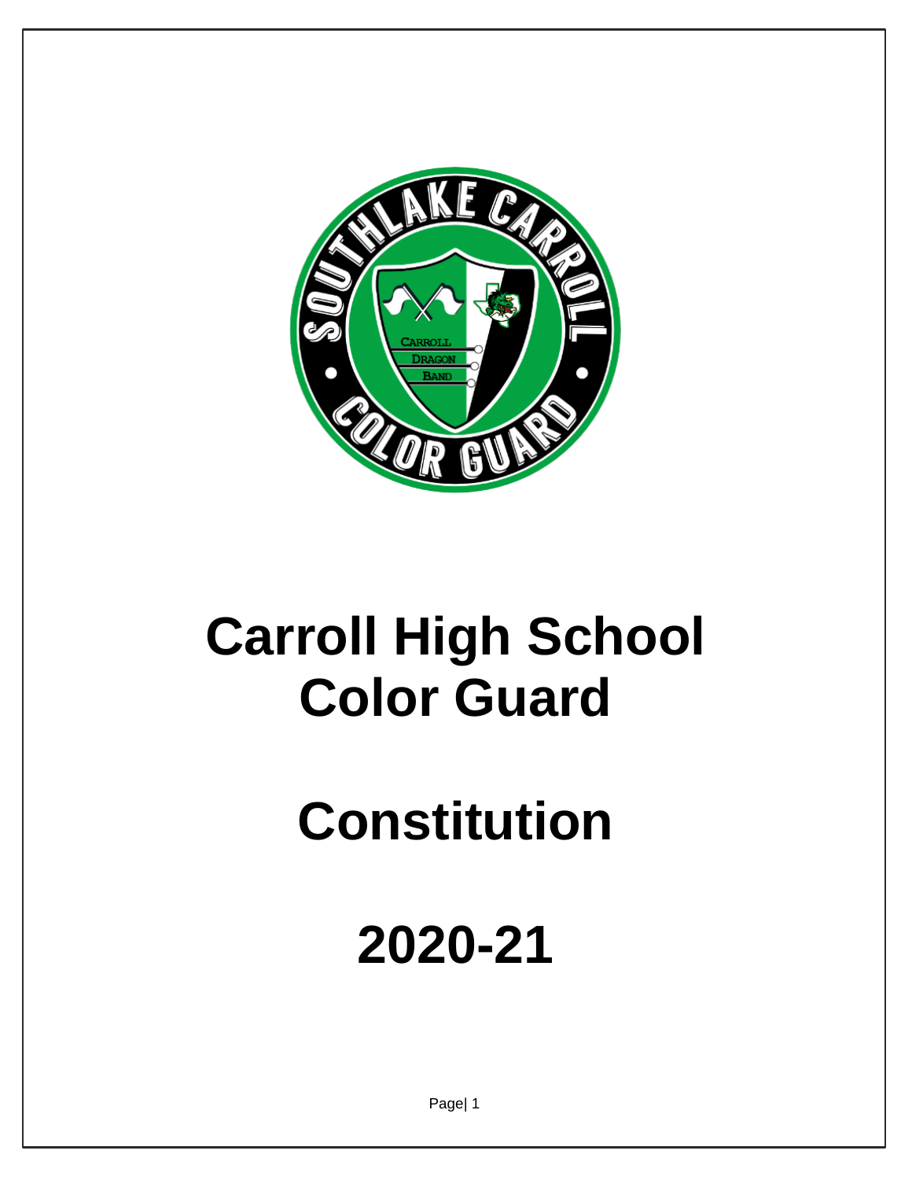# Carroll High School Color Guard

# Constitution

# 2020-21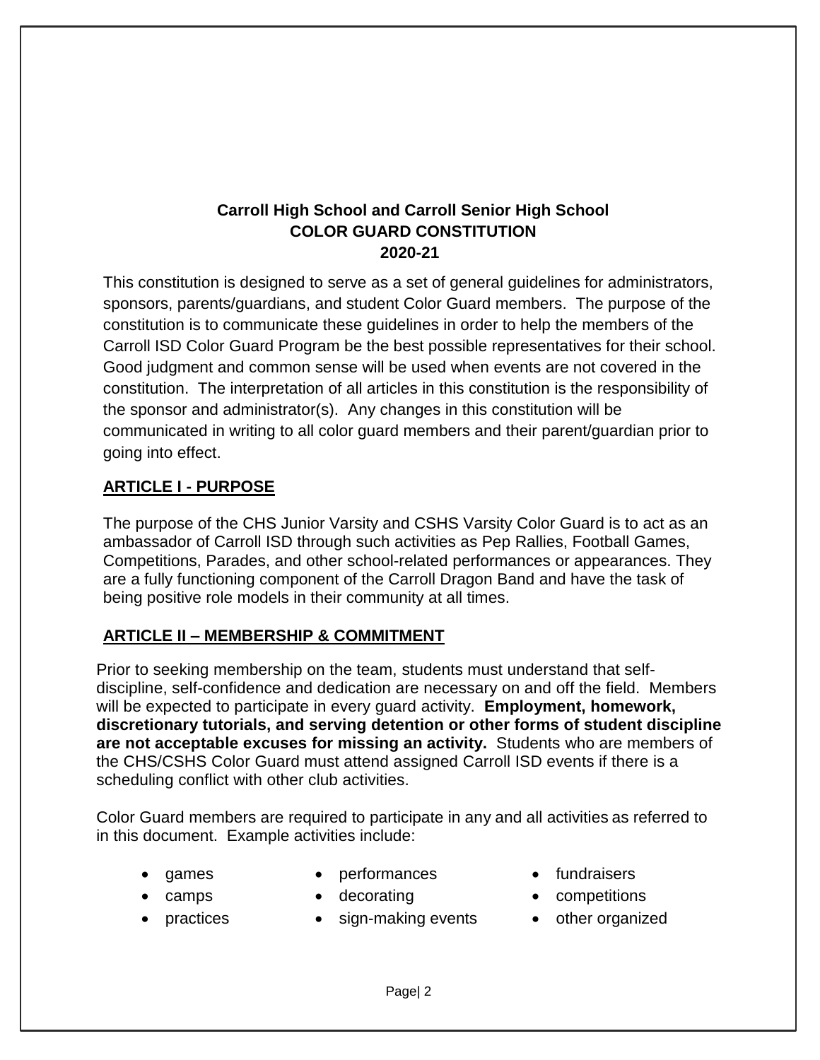**Carroll High School and Carroll Senior High School**
**COLOR GUARD CONSTITUTION**
**2020-21**

This constitution is designed to serve as a set of general guidelines for administrators, sponsors, parents/guardians, and student Color Guard members. The purpose of the constitution is to communicate these guidelines in order to help the members of the Carroll ISD Color Guard Program be the best possible representatives for their school. Good judgment and common sense will be used when events are not covered in the constitution. The interpretation of all articles in this constitution is the responsibility of the sponsor and administrator(s). Any changes in this constitution will be communicated in writing to all color guard members and their parent/guardian prior to going into effect.

## ARTICLE I - PURPOSE

The purpose of the CHS Junior Varsity and CSHS Varsity Color Guard is to act as an ambassador of Carroll ISD through such activities as Pep Rallies, Football Games, Competitions, Parades, and other school-related performances or appearances. They are a fully functioning component of the Carroll Dragon Band and have the task of being positive role models in their community at all times.

## ARTICLE II – MEMBERSHIP & COMMITMENT

Prior to seeking membership on the team, students must understand that self-discipline, self-confidence and dedication are necessary on and off the field. Members will be expected to participate in every guard activity. **Employment, homework, discretionary tutorials, and serving detention or other forms of student discipline are not acceptable excuses for missing an activity.** Students who are members of the CHS/CSHS Color Guard must attend assigned Carroll ISD events if there is a scheduling conflict with other club activities.

Color Guard members are required to participate in any and all activities as referred to in this document. Example activities include:

- games
- camps
- practices
- performances
- decorating
- sign-making events
- fundraisers
- competitions
- other organized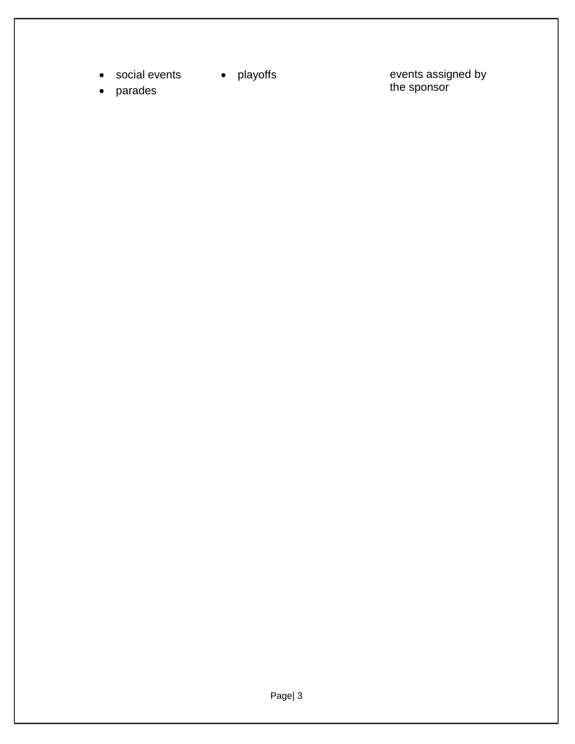| | | |
|---|---|---|
| • social events<br>• parades | • playoffs | events assigned by the sponsor |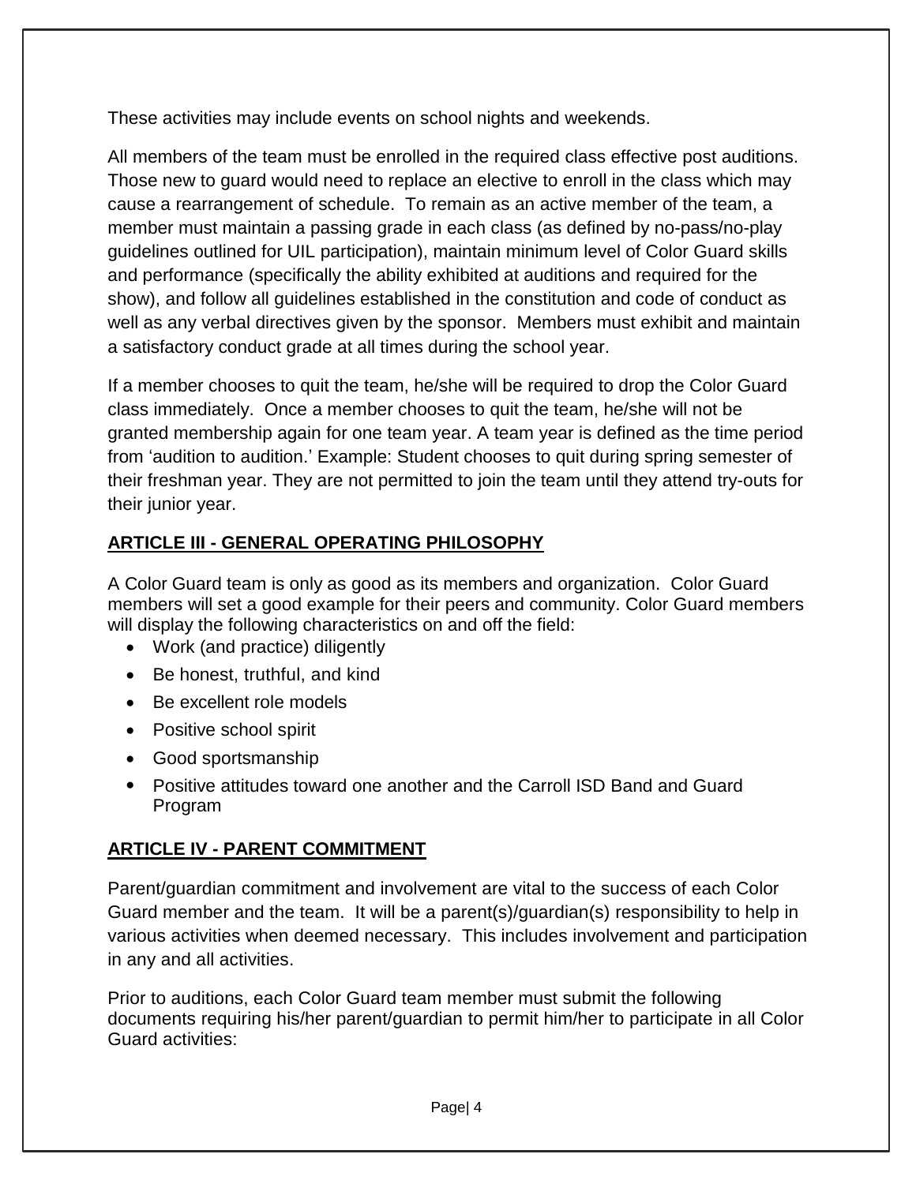These activities may include events on school nights and weekends.

All members of the team must be enrolled in the required class effective post auditions. Those new to guard would need to replace an elective to enroll in the class which may cause a rearrangement of schedule. To remain as an active member of the team, a member must maintain a passing grade in each class (as defined by no-pass/no-play guidelines outlined for UIL participation), maintain minimum level of Color Guard skills and performance (specifically the ability exhibited at auditions and required for the show), and follow all guidelines established in the constitution and code of conduct as well as any verbal directives given by the sponsor. Members must exhibit and maintain a satisfactory conduct grade at all times during the school year.

If a member chooses to quit the team, he/she will be required to drop the Color Guard class immediately. Once a member chooses to quit the team, he/she will not be granted membership again for one team year. A team year is defined as the time period from 'audition to audition.' Example: Student chooses to quit during spring semester of their freshman year. They are not permitted to join the team until they attend try-outs for their junior year.

## ARTICLE III - GENERAL OPERATING PHILOSOPHY

A Color Guard team is only as good as its members and organization. Color Guard members will set a good example for their peers and community. Color Guard members will display the following characteristics on and off the field:

- Work (and practice) diligently
- Be honest, truthful, and kind
- Be excellent role models
- Positive school spirit
- Good sportsmanship
- Positive attitudes toward one another and the Carroll ISD Band and Guard Program

## ARTICLE IV - PARENT COMMITMENT

Parent/guardian commitment and involvement are vital to the success of each Color Guard member and the team. It will be a parent(s)/guardian(s) responsibility to help in various activities when deemed necessary. This includes involvement and participation in any and all activities.

Prior to auditions, each Color Guard team member must submit the following documents requiring his/her parent/guardian to permit him/her to participate in all Color Guard activities: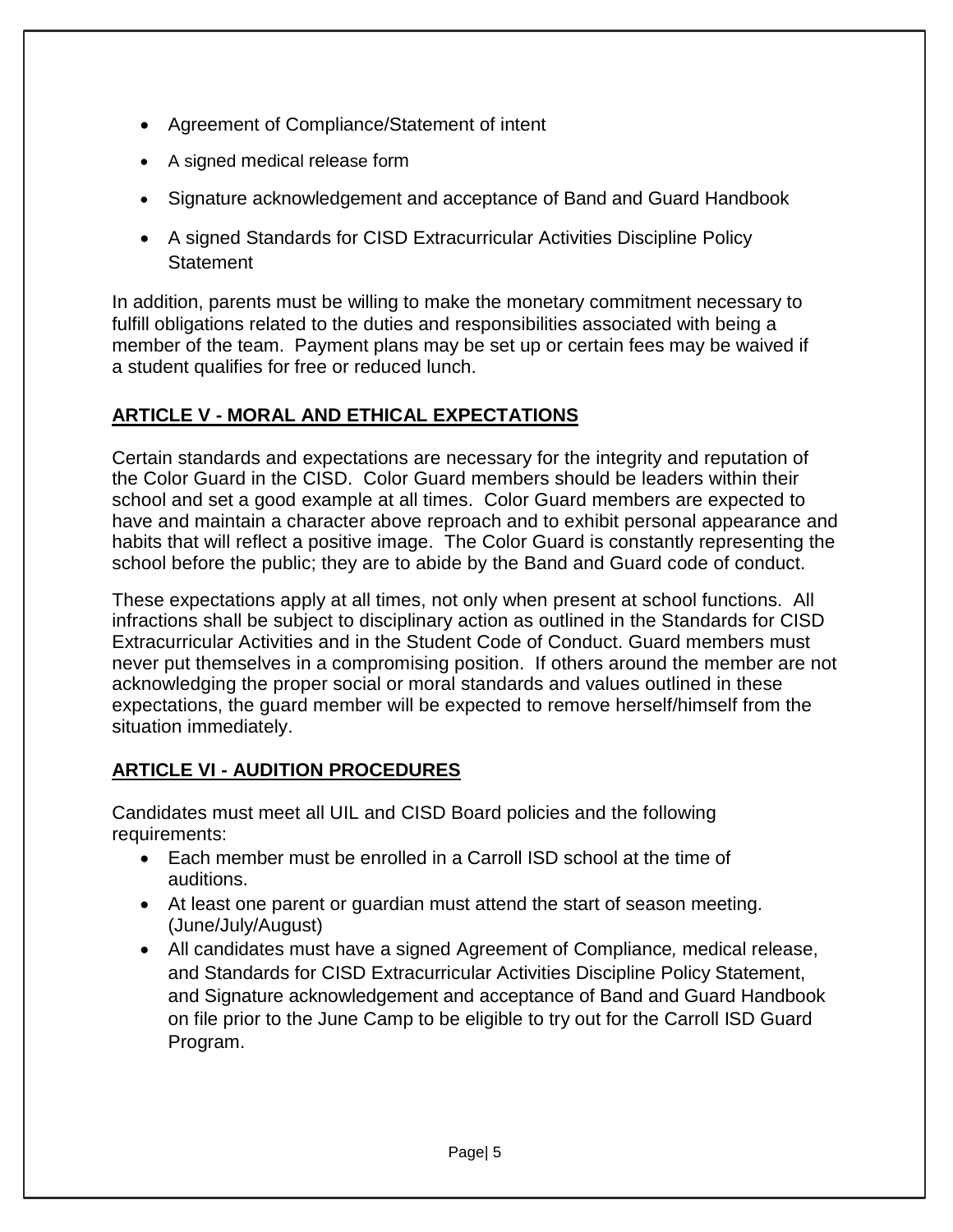- Agreement of Compliance/Statement of intent
- A signed medical release form
- Signature acknowledgement and acceptance of Band and Guard Handbook
- A signed Standards for CISD Extracurricular Activities Discipline Policy Statement

In addition, parents must be willing to make the monetary commitment necessary to fulfill obligations related to the duties and responsibilities associated with being a member of the team. Payment plans may be set up or certain fees may be waived if a student qualifies for free or reduced lunch.

## ARTICLE V - MORAL AND ETHICAL EXPECTATIONS

Certain standards and expectations are necessary for the integrity and reputation of the Color Guard in the CISD. Color Guard members should be leaders within their school and set a good example at all times. Color Guard members are expected to have and maintain a character above reproach and to exhibit personal appearance and habits that will reflect a positive image. The Color Guard is constantly representing the school before the public; they are to abide by the Band and Guard code of conduct.

These expectations apply at all times, not only when present at school functions. All infractions shall be subject to disciplinary action as outlined in the Standards for CISD Extracurricular Activities and in the Student Code of Conduct. Guard members must never put themselves in a compromising position. If others around the member are not acknowledging the proper social or moral standards and values outlined in these expectations, the guard member will be expected to remove herself/himself from the situation immediately.

## ARTICLE VI - AUDITION PROCEDURES

Candidates must meet all UIL and CISD Board policies and the following requirements:

- Each member must be enrolled in a Carroll ISD school at the time of auditions.
- At least one parent or guardian must attend the start of season meeting. (June/July/August)
- All candidates must have a signed Agreement of Compliance*,* medical release, and Standards for CISD Extracurricular Activities Discipline Policy Statement, and Signature acknowledgement and acceptance of Band and Guard Handbook on file prior to the June Camp to be eligible to try out for the Carroll ISD Guard Program.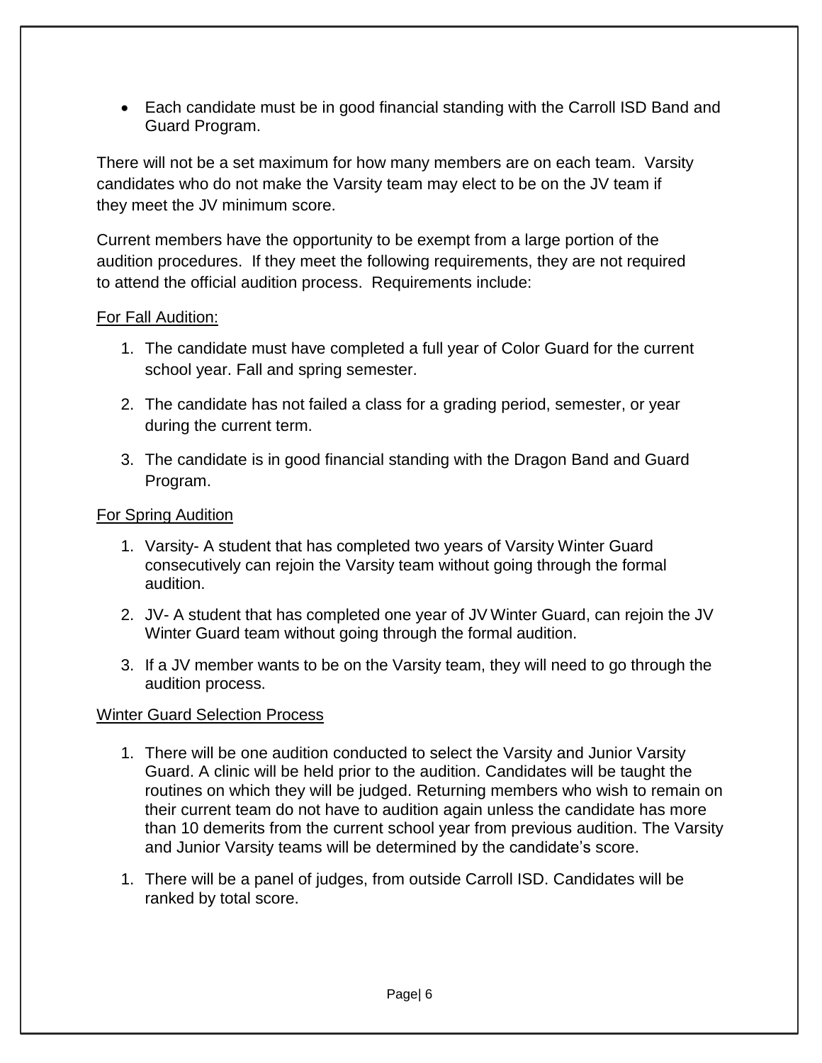- Each candidate must be in good financial standing with the Carroll ISD Band and Guard Program.

There will not be a set maximum for how many members are on each team. Varsity candidates who do not make the Varsity team may elect to be on the JV team if they meet the JV minimum score.

Current members have the opportunity to be exempt from a large portion of the audition procedures. If they meet the following requirements, they are not required to attend the official audition process. Requirements include:

<u>For Fall Audition:</u>

1. The candidate must have completed a full year of Color Guard for the current school year. Fall and spring semester.
2. The candidate has not failed a class for a grading period, semester, or year during the current term.
3. The candidate is in good financial standing with the Dragon Band and Guard Program.

<u>For Spring Audition</u>

1. Varsity- A student that has completed two years of Varsity Winter Guard consecutively can rejoin the Varsity team without going through the formal audition.
2. JV- A student that has completed one year of JV Winter Guard, can rejoin the JV Winter Guard team without going through the formal audition.
3. If a JV member wants to be on the Varsity team, they will need to go through the audition process.

<u>Winter Guard Selection Process</u>

1. There will be one audition conducted to select the Varsity and Junior Varsity Guard. A clinic will be held prior to the audition. Candidates will be taught the routines on which they will be judged. Returning members who wish to remain on their current team do not have to audition again unless the candidate has more than 10 demerits from the current school year from previous audition. The Varsity and Junior Varsity teams will be determined by the candidate's score.

1. There will be a panel of judges, from outside Carroll ISD. Candidates will be ranked by total score.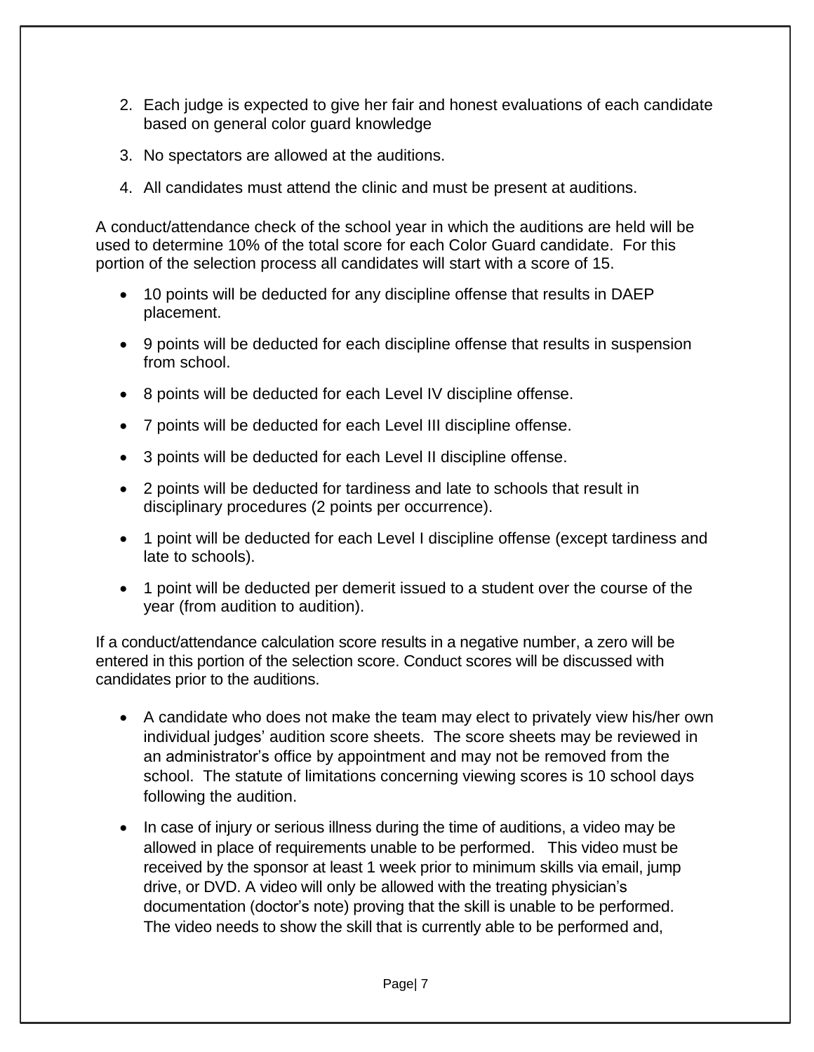2. Each judge is expected to give her fair and honest evaluations of each candidate based on general color guard knowledge
3. No spectators are allowed at the auditions.
4. All candidates must attend the clinic and must be present at auditions.

A conduct/attendance check of the school year in which the auditions are held will be used to determine 10% of the total score for each Color Guard candidate. For this portion of the selection process all candidates will start with a score of 15.

- 10 points will be deducted for any discipline offense that results in DAEP placement.
- 9 points will be deducted for each discipline offense that results in suspension from school.
- 8 points will be deducted for each Level IV discipline offense.
- 7 points will be deducted for each Level III discipline offense.
- 3 points will be deducted for each Level II discipline offense.
- 2 points will be deducted for tardiness and late to schools that result in disciplinary procedures (2 points per occurrence).
- 1 point will be deducted for each Level I discipline offense (except tardiness and late to schools).
- 1 point will be deducted per demerit issued to a student over the course of the year (from audition to audition).

If a conduct/attendance calculation score results in a negative number, a zero will be entered in this portion of the selection score. Conduct scores will be discussed with candidates prior to the auditions.

- A candidate who does not make the team may elect to privately view his/her own individual judges' audition score sheets. The score sheets may be reviewed in an administrator's office by appointment and may not be removed from the school. The statute of limitations concerning viewing scores is 10 school days following the audition.
- In case of injury or serious illness during the time of auditions, a video may be allowed in place of requirements unable to be performed. This video must be received by the sponsor at least 1 week prior to minimum skills via email, jump drive, or DVD. A video will only be allowed with the treating physician's documentation (doctor's note) proving that the skill is unable to be performed. The video needs to show the skill that is currently able to be performed and,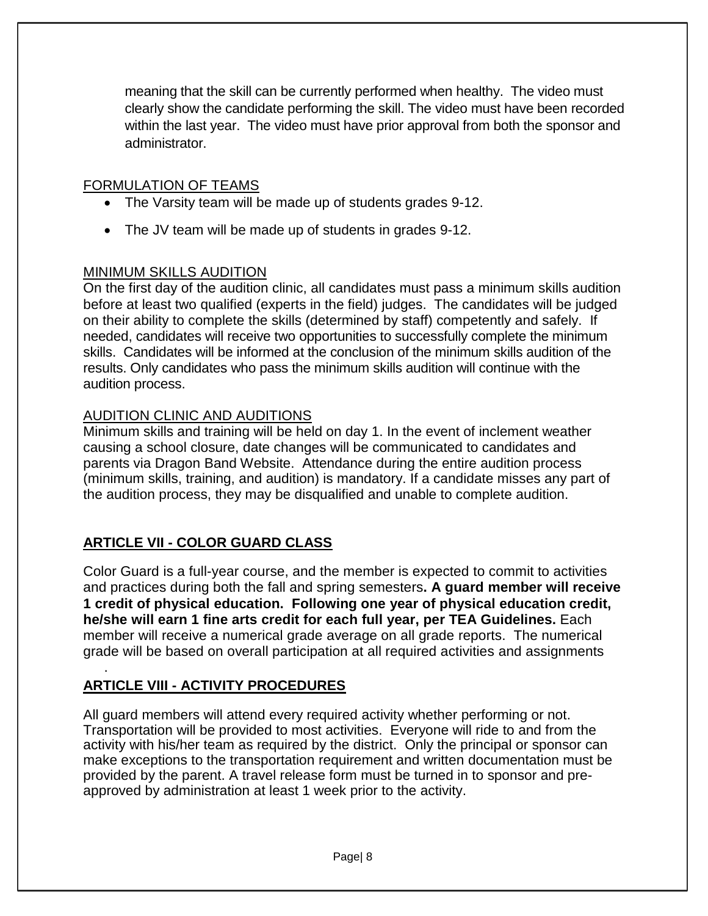meaning that the skill can be currently performed when healthy. The video must clearly show the candidate performing the skill. The video must have been recorded within the last year. The video must have prior approval from both the sponsor and administrator.

<u>FORMULATION OF TEAMS</u>

- The Varsity team will be made up of students grades 9-12.
- The JV team will be made up of students in grades 9-12.

<u>MINIMUM SKILLS AUDITION</u>

On the first day of the audition clinic, all candidates must pass a minimum skills audition before at least two qualified (experts in the field) judges. The candidates will be judged on their ability to complete the skills (determined by staff) competently and safely. If needed, candidates will receive two opportunities to successfully complete the minimum skills. Candidates will be informed at the conclusion of the minimum skills audition of the results. Only candidates who pass the minimum skills audition will continue with the audition process.

<u>AUDITION CLINIC AND AUDITIONS</u>

Minimum skills and training will be held on day 1. In the event of inclement weather causing a school closure, date changes will be communicated to candidates and parents via Dragon Band Website. Attendance during the entire audition process (minimum skills, training, and audition) is mandatory. If a candidate misses any part of the audition process, they may be disqualified and unable to complete audition.

## ARTICLE VII - COLOR GUARD CLASS

Color Guard is a full-year course, and the member is expected to commit to activities and practices during both the fall and spring semesters**. A guard member will receive 1 credit of physical education. Following one year of physical education credit, he/she will earn 1 fine arts credit for each full year, per TEA Guidelines.** Each member will receive a numerical grade average on all grade reports. The numerical grade will be based on overall participation at all required activities and assignments .

## ARTICLE VIII - ACTIVITY PROCEDURES

All guard members will attend every required activity whether performing or not. Transportation will be provided to most activities. Everyone will ride to and from the activity with his/her team as required by the district. Only the principal or sponsor can make exceptions to the transportation requirement and written documentation must be provided by the parent. A travel release form must be turned in to sponsor and pre-approved by administration at least 1 week prior to the activity.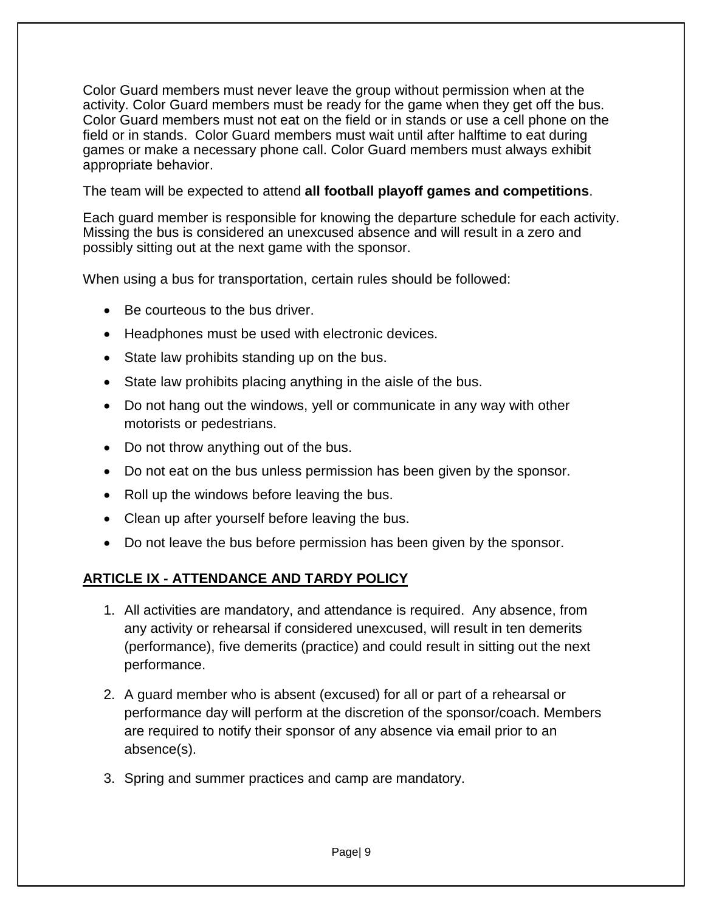Color Guard members must never leave the group without permission when at the activity. Color Guard members must be ready for the game when they get off the bus. Color Guard members must not eat on the field or in stands or use a cell phone on the field or in stands. Color Guard members must wait until after halftime to eat during games or make a necessary phone call. Color Guard members must always exhibit appropriate behavior.

The team will be expected to attend **all football playoff games and competitions**.

Each guard member is responsible for knowing the departure schedule for each activity. Missing the bus is considered an unexcused absence and will result in a zero and possibly sitting out at the next game with the sponsor.

When using a bus for transportation, certain rules should be followed:

- Be courteous to the bus driver.
- Headphones must be used with electronic devices.
- State law prohibits standing up on the bus.
- State law prohibits placing anything in the aisle of the bus.
- Do not hang out the windows, yell or communicate in any way with other motorists or pedestrians.
- Do not throw anything out of the bus.
- Do not eat on the bus unless permission has been given by the sponsor.
- Roll up the windows before leaving the bus.
- Clean up after yourself before leaving the bus.
- Do not leave the bus before permission has been given by the sponsor.

## ARTICLE IX - ATTENDANCE AND TARDY POLICY

1. All activities are mandatory, and attendance is required. Any absence, from any activity or rehearsal if considered unexcused, will result in ten demerits (performance), five demerits (practice) and could result in sitting out the next performance.
2. A guard member who is absent (excused) for all or part of a rehearsal or performance day will perform at the discretion of the sponsor/coach. Members are required to notify their sponsor of any absence via email prior to an absence(s).
3. Spring and summer practices and camp are mandatory.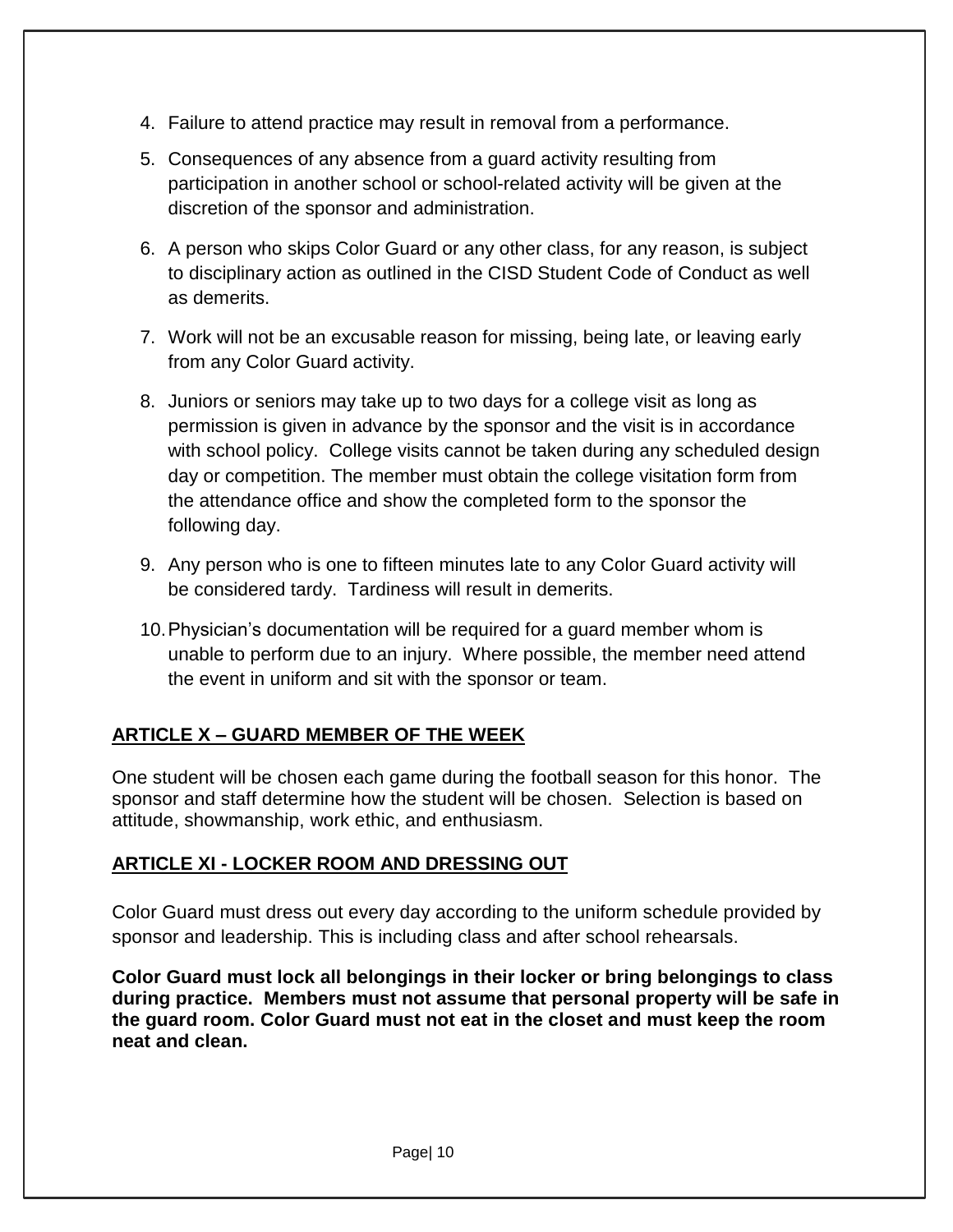4. Failure to attend practice may result in removal from a performance.

5. Consequences of any absence from a guard activity resulting from participation in another school or school-related activity will be given at the discretion of the sponsor and administration.

6. A person who skips Color Guard or any other class, for any reason, is subject to disciplinary action as outlined in the CISD Student Code of Conduct as well as demerits.

7. Work will not be an excusable reason for missing, being late, or leaving early from any Color Guard activity.

8. Juniors or seniors may take up to two days for a college visit as long as permission is given in advance by the sponsor and the visit is in accordance with school policy. College visits cannot be taken during any scheduled design day or competition. The member must obtain the college visitation form from the attendance office and show the completed form to the sponsor the following day.

9. Any person who is one to fifteen minutes late to any Color Guard activity will be considered tardy. Tardiness will result in demerits.

10. Physician's documentation will be required for a guard member whom is unable to perform due to an injury. Where possible, the member need attend the event in uniform and sit with the sponsor or team.

## ARTICLE X – GUARD MEMBER OF THE WEEK

One student will be chosen each game during the football season for this honor. The sponsor and staff determine how the student will be chosen. Selection is based on attitude, showmanship, work ethic, and enthusiasm.

## ARTICLE XI - LOCKER ROOM AND DRESSING OUT

Color Guard must dress out every day according to the uniform schedule provided by sponsor and leadership. This is including class and after school rehearsals.

**Color Guard must lock all belongings in their locker or bring belongings to class during practice. Members must not assume that personal property will be safe in the guard room. Color Guard must not eat in the closet and must keep the room neat and clean.**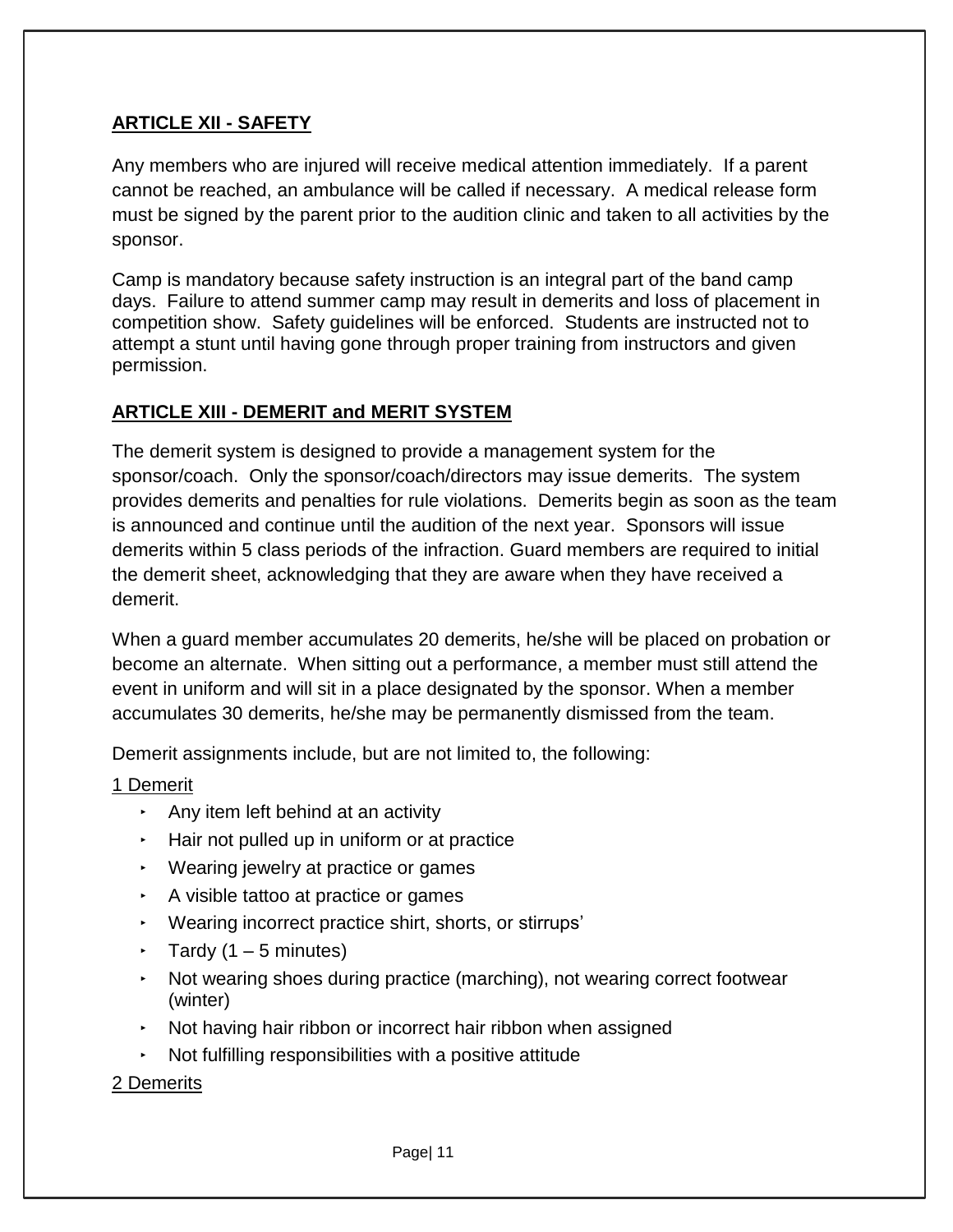## ARTICLE XII - SAFETY

Any members who are injured will receive medical attention immediately. If a parent cannot be reached, an ambulance will be called if necessary. A medical release form must be signed by the parent prior to the audition clinic and taken to all activities by the sponsor.

Camp is mandatory because safety instruction is an integral part of the band camp days. Failure to attend summer camp may result in demerits and loss of placement in competition show. Safety guidelines will be enforced. Students are instructed not to attempt a stunt until having gone through proper training from instructors and given permission.

## ARTICLE XIII - DEMERIT and MERIT SYSTEM

The demerit system is designed to provide a management system for the sponsor/coach. Only the sponsor/coach/directors may issue demerits. The system provides demerits and penalties for rule violations. Demerits begin as soon as the team is announced and continue until the audition of the next year. Sponsors will issue demerits within 5 class periods of the infraction. Guard members are required to initial the demerit sheet, acknowledging that they are aware when they have received a demerit.

When a guard member accumulates 20 demerits, he/she will be placed on probation or become an alternate. When sitting out a performance, a member must still attend the event in uniform and will sit in a place designated by the sponsor. When a member accumulates 30 demerits, he/she may be permanently dismissed from the team.

Demerit assignments include, but are not limited to, the following:

1 Demerit

- Any item left behind at an activity
- Hair not pulled up in uniform or at practice
- Wearing jewelry at practice or games
- A visible tattoo at practice or games
- Wearing incorrect practice shirt, shorts, or stirrups'
- Tardy (1 – 5 minutes)
- Not wearing shoes during practice (marching), not wearing correct footwear (winter)
- Not having hair ribbon or incorrect hair ribbon when assigned
- Not fulfilling responsibilities with a positive attitude

2 Demerits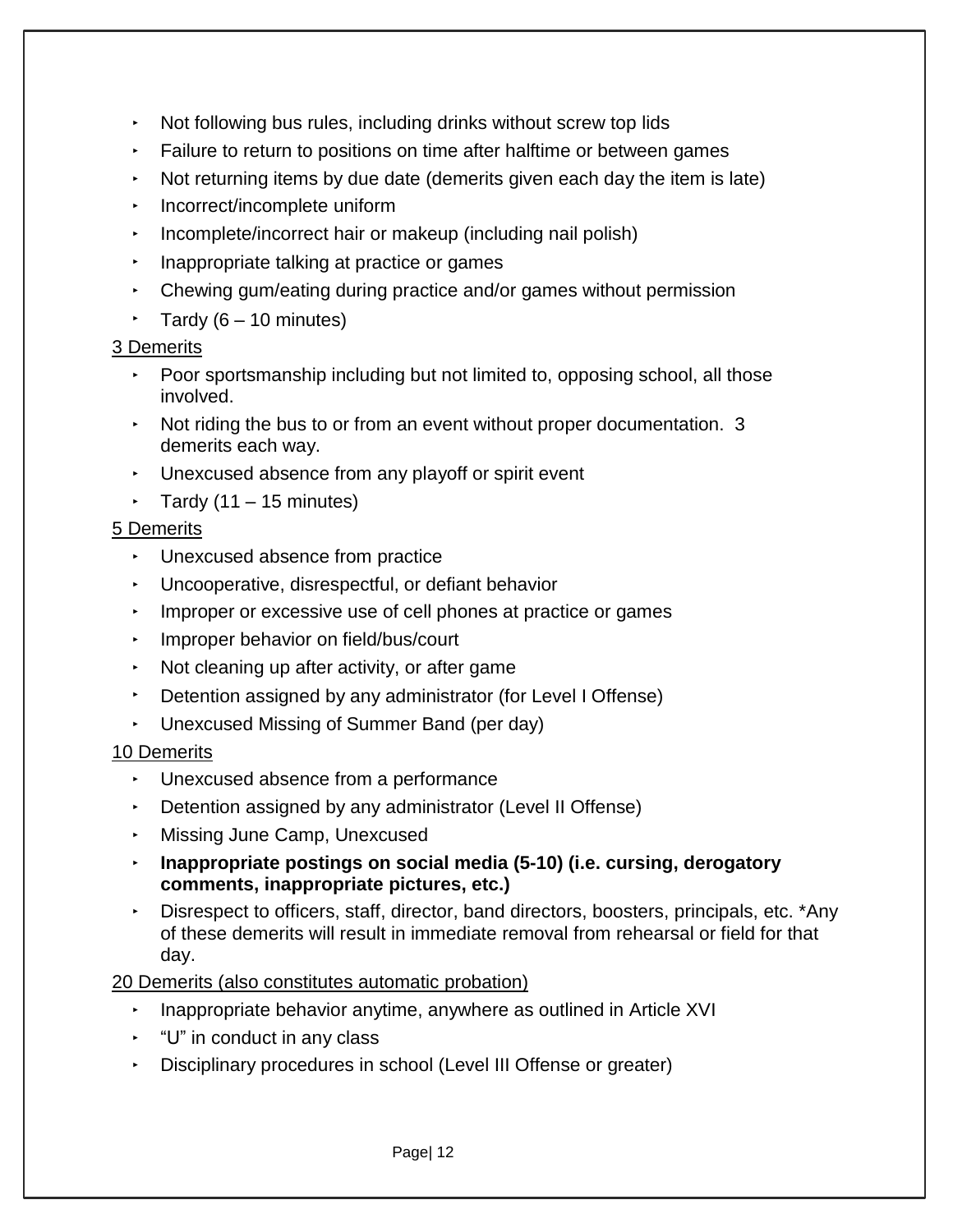- Not following bus rules, including drinks without screw top lids
- Failure to return to positions on time after halftime or between games
- Not returning items by due date (demerits given each day the item is late)
- Incorrect/incomplete uniform
- Incomplete/incorrect hair or makeup (including nail polish)
- Inappropriate talking at practice or games
- Chewing gum/eating during practice and/or games without permission
- Tardy (6 – 10 minutes)

<u>3 Demerits</u>

- Poor sportsmanship including but not limited to, opposing school, all those involved.
- Not riding the bus to or from an event without proper documentation. 3 demerits each way.
- Unexcused absence from any playoff or spirit event
- Tardy (11 – 15 minutes)

<u>5 Demerits</u>

- Unexcused absence from practice
- Uncooperative, disrespectful, or defiant behavior
- Improper or excessive use of cell phones at practice or games
- Improper behavior on field/bus/court
- Not cleaning up after activity, or after game
- Detention assigned by any administrator (for Level I Offense)
- Unexcused Missing of Summer Band (per day)

<u>10 Demerits</u>

- Unexcused absence from a performance
- Detention assigned by any administrator (Level II Offense)
- Missing June Camp, Unexcused
- **Inappropriate postings on social media (5-10) (i.e. cursing, derogatory comments, inappropriate pictures, etc.)**
- Disrespect to officers, staff, director, band directors, boosters, principals, etc. *Any of these demerits will result in immediate removal from rehearsal or field for that day.

<u>20 Demerits (also constitutes automatic probation)</u>

- Inappropriate behavior anytime, anywhere as outlined in Article XVI
- "U" in conduct in any class
- Disciplinary procedures in school (Level III Offense or greater)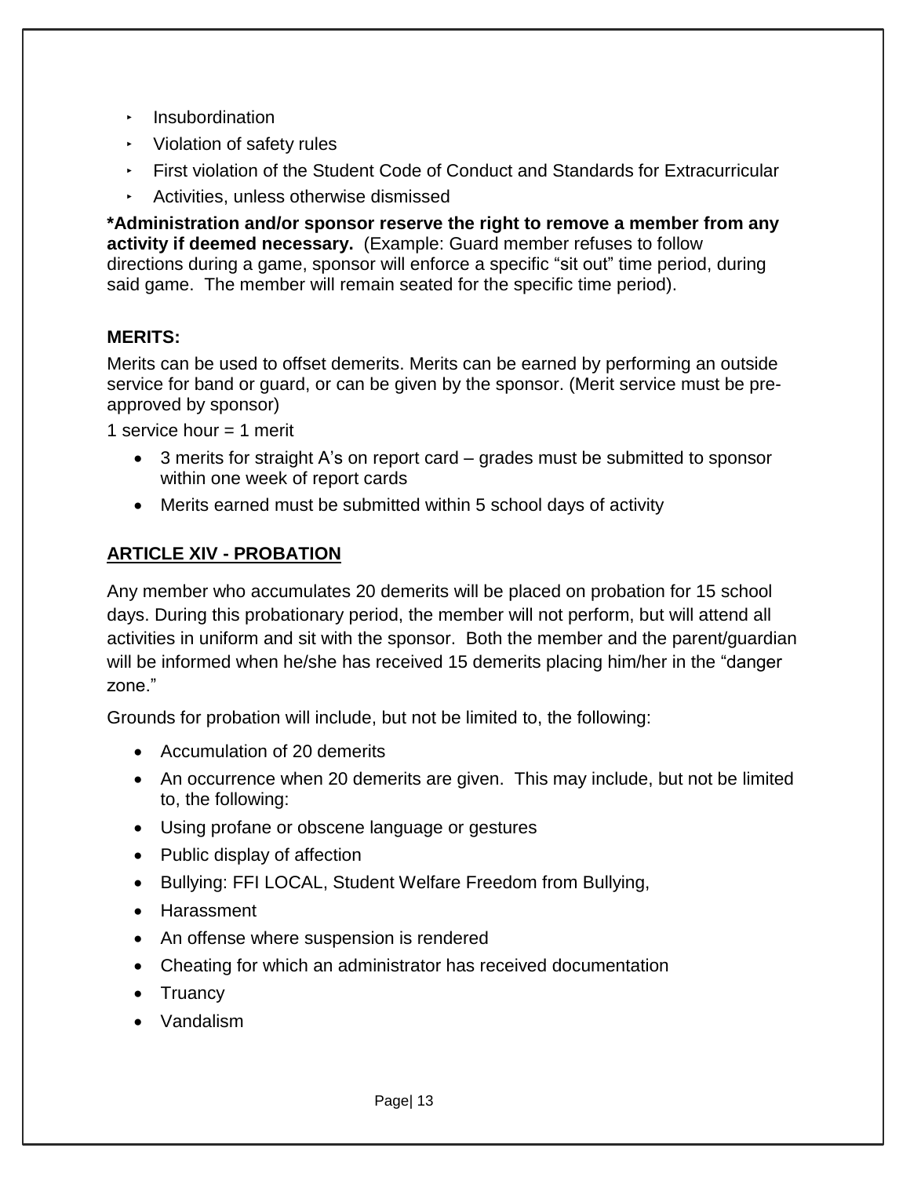- Insubordination
- Violation of safety rules
- First violation of the Student Code of Conduct and Standards for Extracurricular
- Activities, unless otherwise dismissed

***Administration and/or sponsor reserve the right to remove a member from any activity if deemed necessary.** (Example: Guard member refuses to follow directions during a game, sponsor will enforce a specific "sit out" time period, during said game. The member will remain seated for the specific time period).

**MERITS:**

Merits can be used to offset demerits. Merits can be earned by performing an outside service for band or guard, or can be given by the sponsor. (Merit service must be pre-approved by sponsor)

1 service hour = 1 merit

- 3 merits for straight A's on report card – grades must be submitted to sponsor within one week of report cards
- Merits earned must be submitted within 5 school days of activity

## ARTICLE XIV - PROBATION

Any member who accumulates 20 demerits will be placed on probation for 15 school days. During this probationary period, the member will not perform, but will attend all activities in uniform and sit with the sponsor. Both the member and the parent/guardian will be informed when he/she has received 15 demerits placing him/her in the "danger zone."

Grounds for probation will include, but not be limited to, the following:

- Accumulation of 20 demerits
- An occurrence when 20 demerits are given. This may include, but not be limited to, the following:
- Using profane or obscene language or gestures
- Public display of affection
- Bullying: FFI LOCAL, Student Welfare Freedom from Bullying,
- Harassment
- An offense where suspension is rendered
- Cheating for which an administrator has received documentation
- Truancy
- Vandalism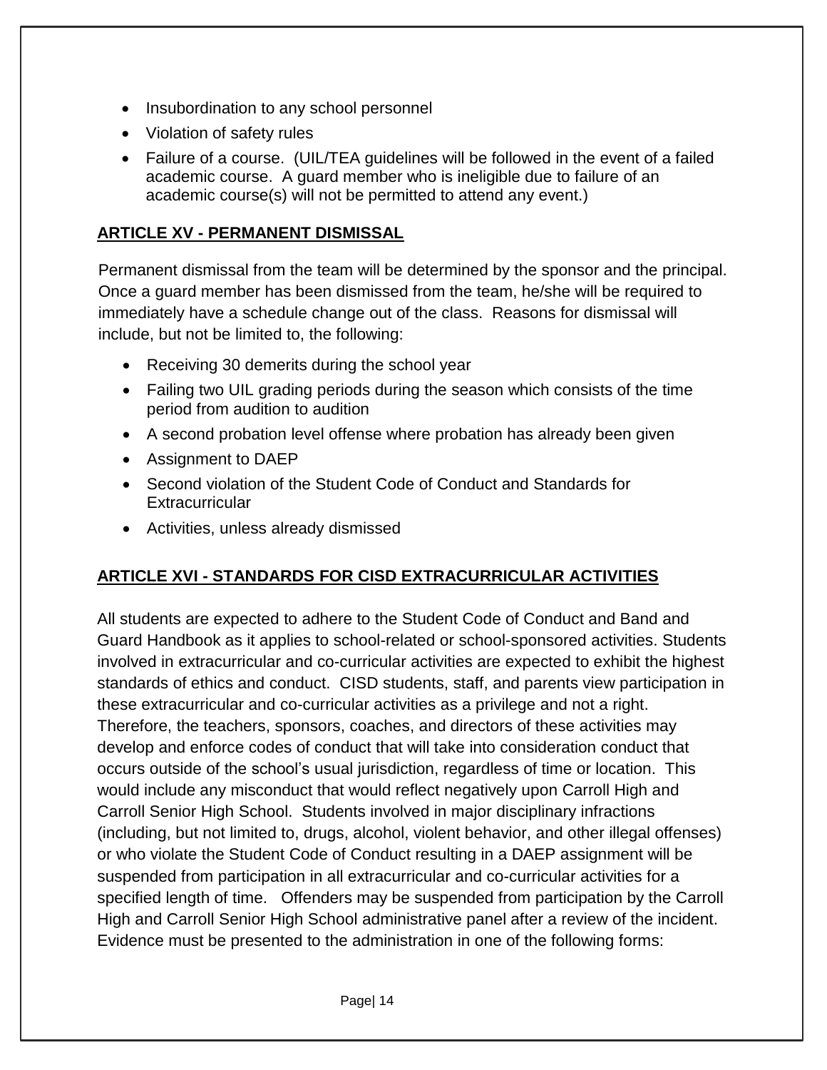- Insubordination to any school personnel
- Violation of safety rules
- Failure of a course. (UIL/TEA guidelines will be followed in the event of a failed academic course. A guard member who is ineligible due to failure of an academic course(s) will not be permitted to attend any event.)

## ARTICLE XV - PERMANENT DISMISSAL

Permanent dismissal from the team will be determined by the sponsor and the principal. Once a guard member has been dismissed from the team, he/she will be required to immediately have a schedule change out of the class. Reasons for dismissal will include, but not be limited to, the following:

- Receiving 30 demerits during the school year
- Failing two UIL grading periods during the season which consists of the time period from audition to audition
- A second probation level offense where probation has already been given
- Assignment to DAEP
- Second violation of the Student Code of Conduct and Standards for Extracurricular
- Activities, unless already dismissed

## ARTICLE XVI - STANDARDS FOR CISD EXTRACURRICULAR ACTIVITIES

All students are expected to adhere to the Student Code of Conduct and Band and Guard Handbook as it applies to school-related or school-sponsored activities. Students involved in extracurricular and co-curricular activities are expected to exhibit the highest standards of ethics and conduct. CISD students, staff, and parents view participation in these extracurricular and co-curricular activities as a privilege and not a right. Therefore, the teachers, sponsors, coaches, and directors of these activities may develop and enforce codes of conduct that will take into consideration conduct that occurs outside of the school's usual jurisdiction, regardless of time or location. This would include any misconduct that would reflect negatively upon Carroll High and Carroll Senior High School. Students involved in major disciplinary infractions (including, but not limited to, drugs, alcohol, violent behavior, and other illegal offenses) or who violate the Student Code of Conduct resulting in a DAEP assignment will be suspended from participation in all extracurricular and co-curricular activities for a specified length of time. Offenders may be suspended from participation by the Carroll High and Carroll Senior High School administrative panel after a review of the incident. Evidence must be presented to the administration in one of the following forms: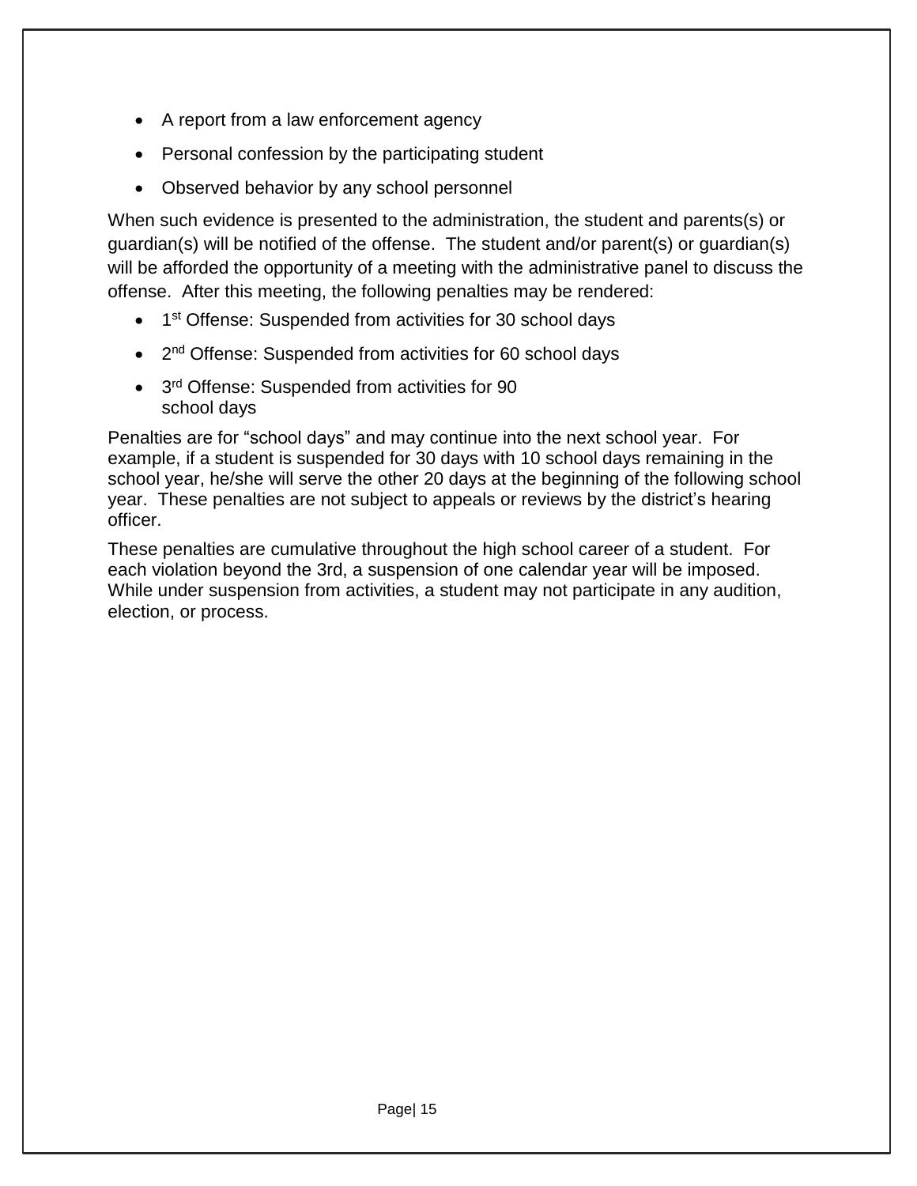- A report from a law enforcement agency
- Personal confession by the participating student
- Observed behavior by any school personnel

When such evidence is presented to the administration, the student and parents(s) or guardian(s) will be notified of the offense. The student and/or parent(s) or guardian(s) will be afforded the opportunity of a meeting with the administrative panel to discuss the offense. After this meeting, the following penalties may be rendered:

- 1st Offense: Suspended from activities for 30 school days
- 2nd Offense: Suspended from activities for 60 school days
- 3rd Offense: Suspended from activities for 90 school days

Penalties are for "school days" and may continue into the next school year. For example, if a student is suspended for 30 days with 10 school days remaining in the school year, he/she will serve the other 20 days at the beginning of the following school year. These penalties are not subject to appeals or reviews by the district's hearing officer.

These penalties are cumulative throughout the high school career of a student. For each violation beyond the 3rd, a suspension of one calendar year will be imposed. While under suspension from activities, a student may not participate in any audition, election, or process.